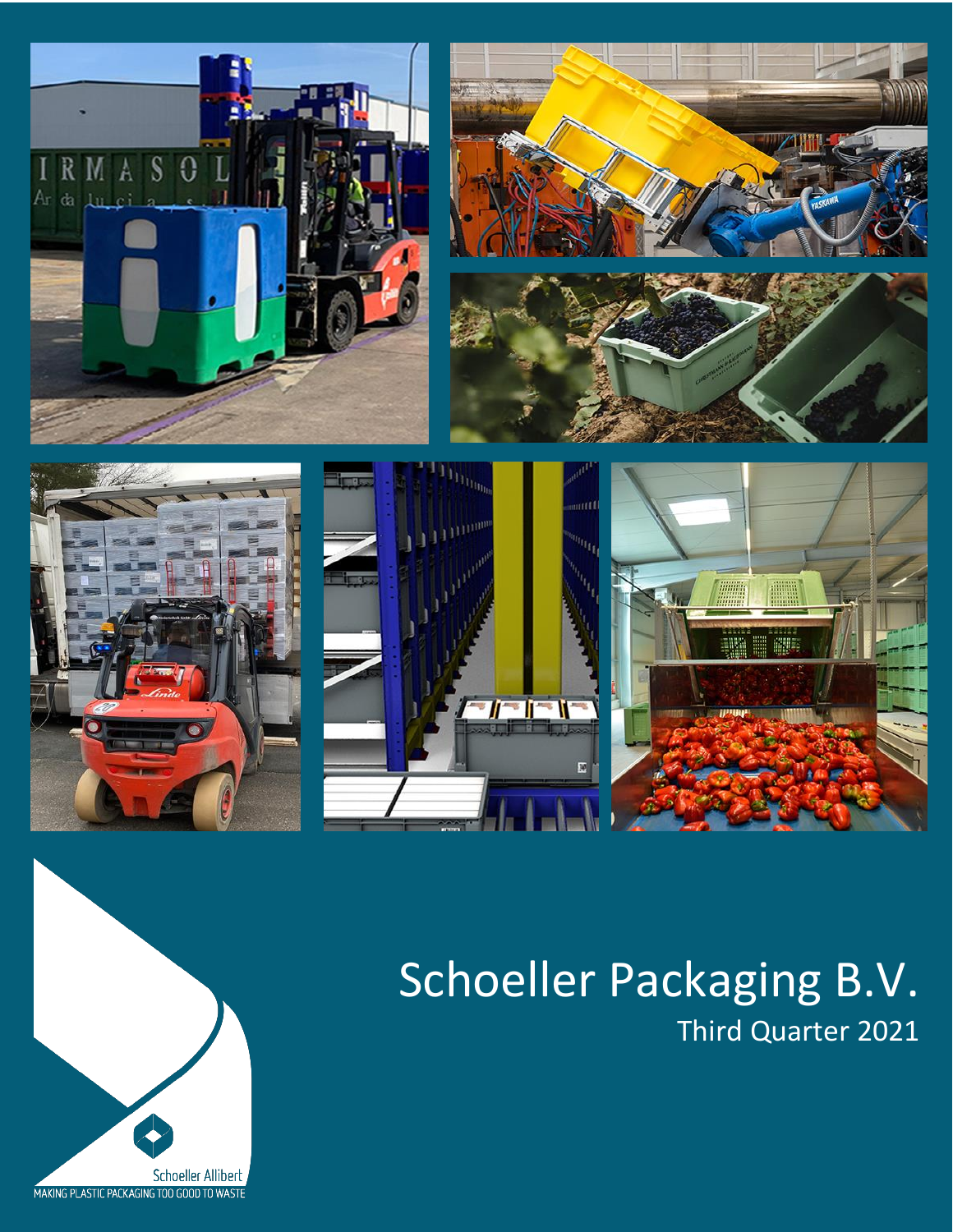# Schoeller Packaging B.V.

## Third Quarter 2021

Schoeller Allibert

MAKING PLASTIC PACKAGING TOO GOOD TO WASTE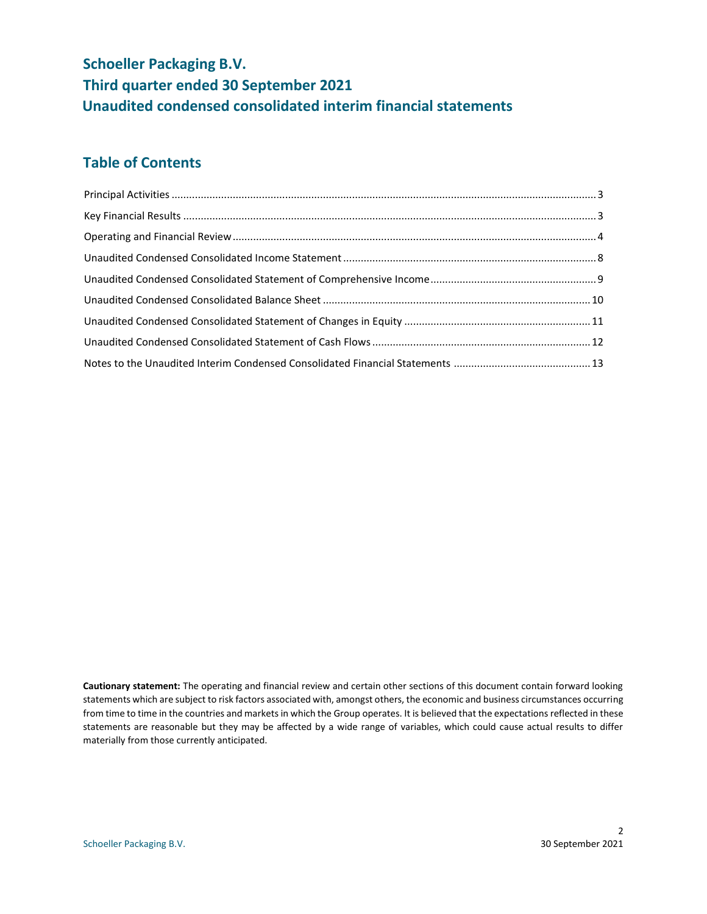# Schoeller Packaging B.V.
# Third quarter ended 30 September 2021
# Unaudited condensed consolidated interim financial statements

## Table of Contents

| | |
|---|---|
| Principal Activities | 3 |
| Key Financial Results | 3 |
| Operating and Financial Review | 4 |
| Unaudited Condensed Consolidated Income Statement | 8 |
| Unaudited Condensed Consolidated Statement of Comprehensive Income | 9 |
| Unaudited Condensed Consolidated Balance Sheet | 10 |
| Unaudited Condensed Consolidated Statement of Changes in Equity | 11 |
| Unaudited Condensed Consolidated Statement of Cash Flows | 12 |
| Notes to the Unaudited Interim Condensed Consolidated Financial Statements | 13 |

**Cautionary statement:** The operating and financial review and certain other sections of this document contain forward looking statements which are subject to risk factors associated with, amongst others, the economic and business circumstances occurring from time to time in the countries and markets in which the Group operates. It is believed that the expectations reflected in these statements are reasonable but they may be affected by a wide range of variables, which could cause actual results to differ materially from those currently anticipated.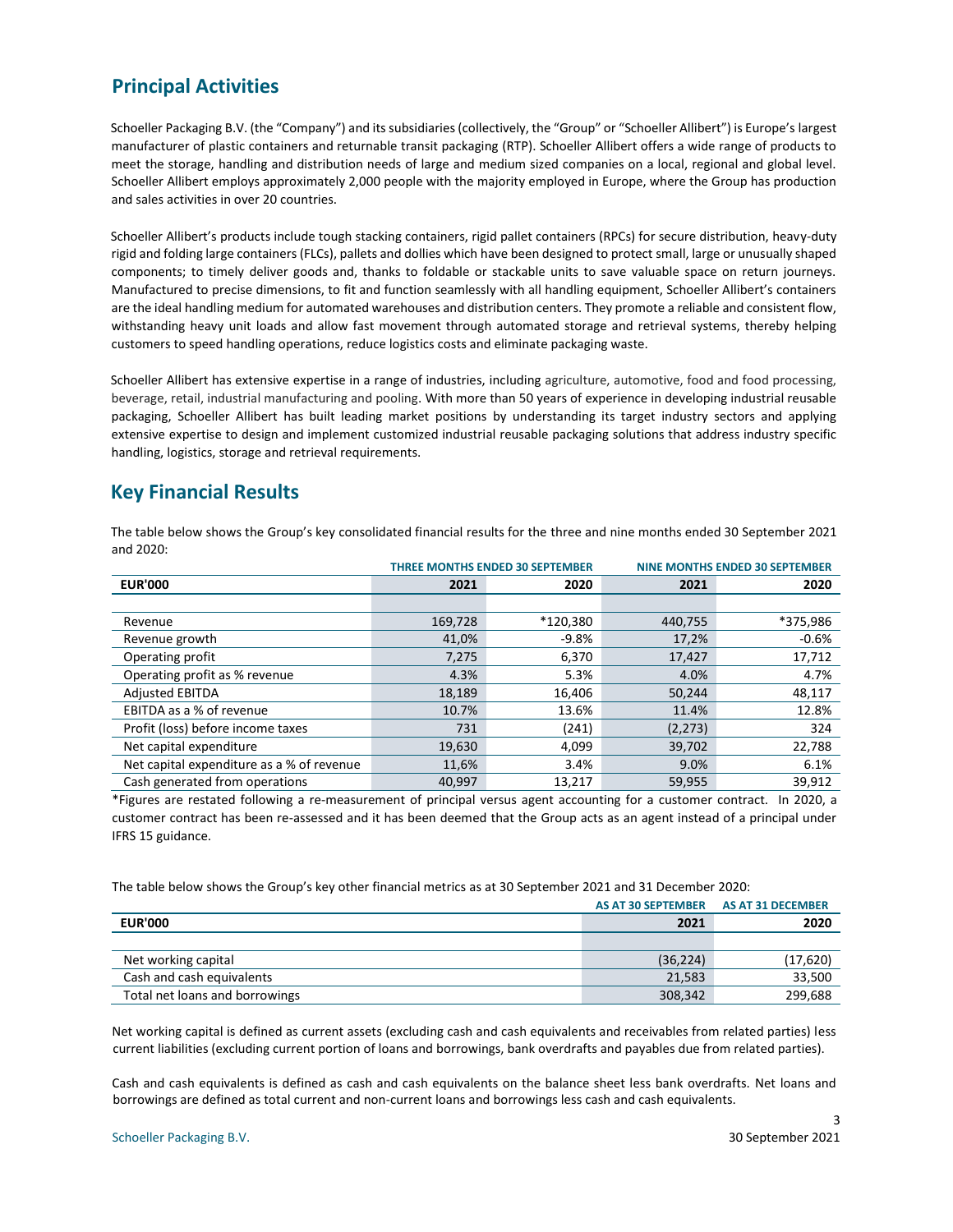## Principal Activities

Schoeller Packaging B.V. (the "Company") and its subsidiaries (collectively, the "Group" or "Schoeller Allibert") is Europe's largest manufacturer of plastic containers and returnable transit packaging (RTP). Schoeller Allibert offers a wide range of products to meet the storage, handling and distribution needs of large and medium sized companies on a local, regional and global level. Schoeller Allibert employs approximately 2,000 people with the majority employed in Europe, where the Group has production and sales activities in over 20 countries.

Schoeller Allibert's products include tough stacking containers, rigid pallet containers (RPCs) for secure distribution, heavy-duty rigid and folding large containers (FLCs), pallets and dollies which have been designed to protect small, large or unusually shaped components; to timely deliver goods and, thanks to foldable or stackable units to save valuable space on return journeys. Manufactured to precise dimensions, to fit and function seamlessly with all handling equipment, Schoeller Allibert's containers are the ideal handling medium for automated warehouses and distribution centers. They promote a reliable and consistent flow, withstanding heavy unit loads and allow fast movement through automated storage and retrieval systems, thereby helping customers to speed handling operations, reduce logistics costs and eliminate packaging waste.

Schoeller Allibert has extensive expertise in a range of industries, including agriculture, automotive, food and food processing, beverage, retail, industrial manufacturing and pooling. With more than 50 years of experience in developing industrial reusable packaging, Schoeller Allibert has built leading market positions by understanding its target industry sectors and applying extensive expertise to design and implement customized industrial reusable packaging solutions that address industry specific handling, logistics, storage and retrieval requirements.

## Key Financial Results

The table below shows the Group's key consolidated financial results for the three and nine months ended 30 September 2021 and 2020:

| | THREE MONTHS ENDED 30 SEPTEMBER | | NINE MONTHS ENDED 30 SEPTEMBER | |
|---|---|---|---|---|
| **EUR'000** | **2021** | **2020** | **2021** | **2020** |
| Revenue | 169,728 | *120,380 | 440,755 | *375,986 |
| Revenue growth | 41,0% | -9.8% | 17,2% | -0.6% |
| Operating profit | 7,275 | 6,370 | 17,427 | 17,712 |
| Operating profit as % revenue | 4.3% | 5.3% | 4.0% | 4.7% |
| Adjusted EBITDA | 18,189 | 16,406 | 50,244 | 48,117 |
| EBITDA as a % of revenue | 10.7% | 13.6% | 11.4% | 12.8% |
| Profit (loss) before income taxes | 731 | (241) | (2,273) | 324 |
| Net capital expenditure | 19,630 | 4,099 | 39,702 | 22,788 |
| Net capital expenditure as a % of revenue | 11,6% | 3.4% | 9.0% | 6.1% |
| Cash generated from operations | 40,997 | 13,217 | 59,955 | 39,912 |

*Figures are restated following a re-measurement of principal versus agent accounting for a customer contract. In 2020, a customer contract has been re-assessed and it has been deemed that the Group acts as an agent instead of a principal under IFRS 15 guidance.

The table below shows the Group's key other financial metrics as at 30 September 2021 and 31 December 2020:

| | AS AT 30 SEPTEMBER | AS AT 31 DECEMBER |
|---|---|---|
| **EUR'000** | **2021** | **2020** |
| Net working capital | (36,224) | (17,620) |
| Cash and cash equivalents | 21,583 | 33,500 |
| Total net loans and borrowings | 308,342 | 299,688 |

Net working capital is defined as current assets (excluding cash and cash equivalents and receivables from related parties) less current liabilities (excluding current portion of loans and borrowings, bank overdrafts and payables due from related parties).

Cash and cash equivalents is defined as cash and cash equivalents on the balance sheet less bank overdrafts. Net loans and borrowings are defined as total current and non-current loans and borrowings less cash and cash equivalents.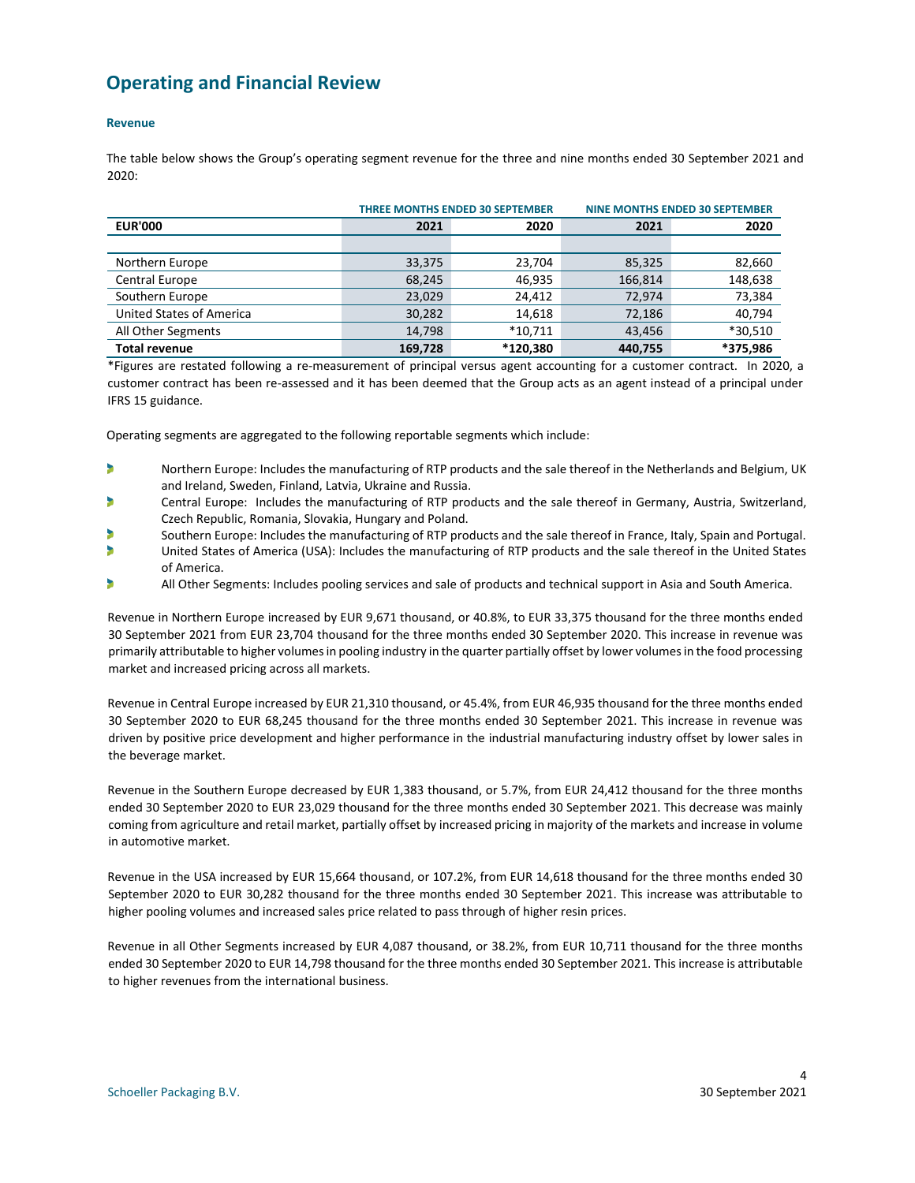# Operating and Financial Review

### Revenue

The table below shows the Group's operating segment revenue for the three and nine months ended 30 September 2021 and 2020:

| | THREE MONTHS ENDED 30 SEPTEMBER | | NINE MONTHS ENDED 30 SEPTEMBER | |
|---|---|---|---|---|
| **EUR'000** | **2021** | **2020** | **2021** | **2020** |
| Northern Europe | 33,375 | 23,704 | 85,325 | 82,660 |
| Central Europe | 68,245 | 46,935 | 166,814 | 148,638 |
| Southern Europe | 23,029 | 24,412 | 72,974 | 73,384 |
| United States of America | 30,282 | 14,618 | 72,186 | 40,794 |
| All Other Segments | 14,798 | *10,711 | 43,456 | *30,510 |
| **Total revenue** | **169,728** | ***120,380** | **440,755** | ***375,986** |

*Figures are restated following a re-measurement of principal versus agent accounting for a customer contract. In 2020, a customer contract has been re-assessed and it has been deemed that the Group acts as an agent instead of a principal under IFRS 15 guidance.

Operating segments are aggregated to the following reportable segments which include:

- Northern Europe: Includes the manufacturing of RTP products and the sale thereof in the Netherlands and Belgium, UK and Ireland, Sweden, Finland, Latvia, Ukraine and Russia.
- Central Europe: Includes the manufacturing of RTP products and the sale thereof in Germany, Austria, Switzerland, Czech Republic, Romania, Slovakia, Hungary and Poland.
- Southern Europe: Includes the manufacturing of RTP products and the sale thereof in France, Italy, Spain and Portugal.
- United States of America (USA): Includes the manufacturing of RTP products and the sale thereof in the United States of America.
- All Other Segments: Includes pooling services and sale of products and technical support in Asia and South America.

Revenue in Northern Europe increased by EUR 9,671 thousand, or 40.8%, to EUR 33,375 thousand for the three months ended 30 September 2021 from EUR 23,704 thousand for the three months ended 30 September 2020. This increase in revenue was primarily attributable to higher volumes in pooling industry in the quarter partially offset by lower volumes in the food processing market and increased pricing across all markets.

Revenue in Central Europe increased by EUR 21,310 thousand, or 45.4%, from EUR 46,935 thousand for the three months ended 30 September 2020 to EUR 68,245 thousand for the three months ended 30 September 2021. This increase in revenue was driven by positive price development and higher performance in the industrial manufacturing industry offset by lower sales in the beverage market.

Revenue in the Southern Europe decreased by EUR 1,383 thousand, or 5.7%, from EUR 24,412 thousand for the three months ended 30 September 2020 to EUR 23,029 thousand for the three months ended 30 September 2021. This decrease was mainly coming from agriculture and retail market, partially offset by increased pricing in majority of the markets and increase in volume in automotive market.

Revenue in the USA increased by EUR 15,664 thousand, or 107.2%, from EUR 14,618 thousand for the three months ended 30 September 2020 to EUR 30,282 thousand for the three months ended 30 September 2021. This increase was attributable to higher pooling volumes and increased sales price related to pass through of higher resin prices.

Revenue in all Other Segments increased by EUR 4,087 thousand, or 38.2%, from EUR 10,711 thousand for the three months ended 30 September 2020 to EUR 14,798 thousand for the three months ended 30 September 2021. This increase is attributable to higher revenues from the international business.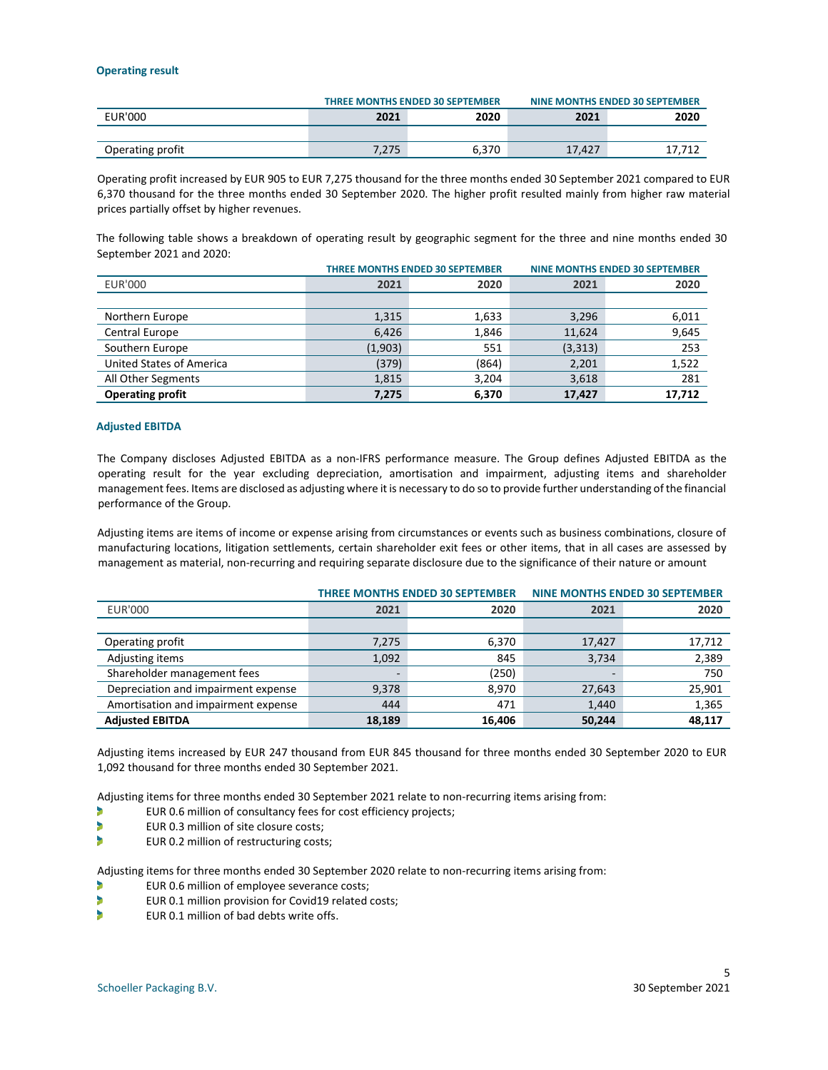### Operating result

| | THREE MONTHS ENDED 30 SEPTEMBER | | NINE MONTHS ENDED 30 SEPTEMBER | |
|---|---|---|---|---|
| EUR'000 | 2021 | 2020 | 2021 | 2020 |
| | | | | |
| Operating profit | 7,275 | 6,370 | 17,427 | 17,712 |

Operating profit increased by EUR 905 to EUR 7,275 thousand for the three months ended 30 September 2021 compared to EUR 6,370 thousand for the three months ended 30 September 2020. The higher profit resulted mainly from higher raw material prices partially offset by higher revenues.

The following table shows a breakdown of operating result by geographic segment for the three and nine months ended 30 September 2021 and 2020:

| | THREE MONTHS ENDED 30 SEPTEMBER | | NINE MONTHS ENDED 30 SEPTEMBER | |
|---|---|---|---|---|
| EUR'000 | 2021 | 2020 | 2021 | 2020 |
| | | | | |
| Northern Europe | 1,315 | 1,633 | 3,296 | 6,011 |
| Central Europe | 6,426 | 1,846 | 11,624 | 9,645 |
| Southern Europe | (1,903) | 551 | (3,313) | 253 |
| United States of America | (379) | (864) | 2,201 | 1,522 |
| All Other Segments | 1,815 | 3,204 | 3,618 | 281 |
| **Operating profit** | **7,275** | **6,370** | **17,427** | **17,712** |

### Adjusted EBITDA

The Company discloses Adjusted EBITDA as a non-IFRS performance measure. The Group defines Adjusted EBITDA as the operating result for the year excluding depreciation, amortisation and impairment, adjusting items and shareholder management fees. Items are disclosed as adjusting where it is necessary to do so to provide further understanding of the financial performance of the Group.

Adjusting items are items of income or expense arising from circumstances or events such as business combinations, closure of manufacturing locations, litigation settlements, certain shareholder exit fees or other items, that in all cases are assessed by management as material, non-recurring and requiring separate disclosure due to the significance of their nature or amount

| | THREE MONTHS ENDED 30 SEPTEMBER | | NINE MONTHS ENDED 30 SEPTEMBER | |
|---|---|---|---|---|
| EUR'000 | 2021 | 2020 | 2021 | 2020 |
| | | | | |
| Operating profit | 7,275 | 6,370 | 17,427 | 17,712 |
| Adjusting items | 1,092 | 845 | 3,734 | 2,389 |
| Shareholder management fees | - | (250) | - | 750 |
| Depreciation and impairment expense | 9,378 | 8,970 | 27,643 | 25,901 |
| Amortisation and impairment expense | 444 | 471 | 1,440 | 1,365 |
| **Adjusted EBITDA** | **18,189** | **16,406** | **50,244** | **48,117** |

Adjusting items increased by EUR 247 thousand from EUR 845 thousand for three months ended 30 September 2020 to EUR 1,092 thousand for three months ended 30 September 2021.

Adjusting items for three months ended 30 September 2021 relate to non-recurring items arising from:

- EUR 0.6 million of consultancy fees for cost efficiency projects;
- EUR 0.3 million of site closure costs;
- EUR 0.2 million of restructuring costs;

Adjusting items for three months ended 30 September 2020 relate to non-recurring items arising from:

- EUR 0.6 million of employee severance costs;
- EUR 0.1 million provision for Covid19 related costs;
- EUR 0.1 million of bad debts write offs.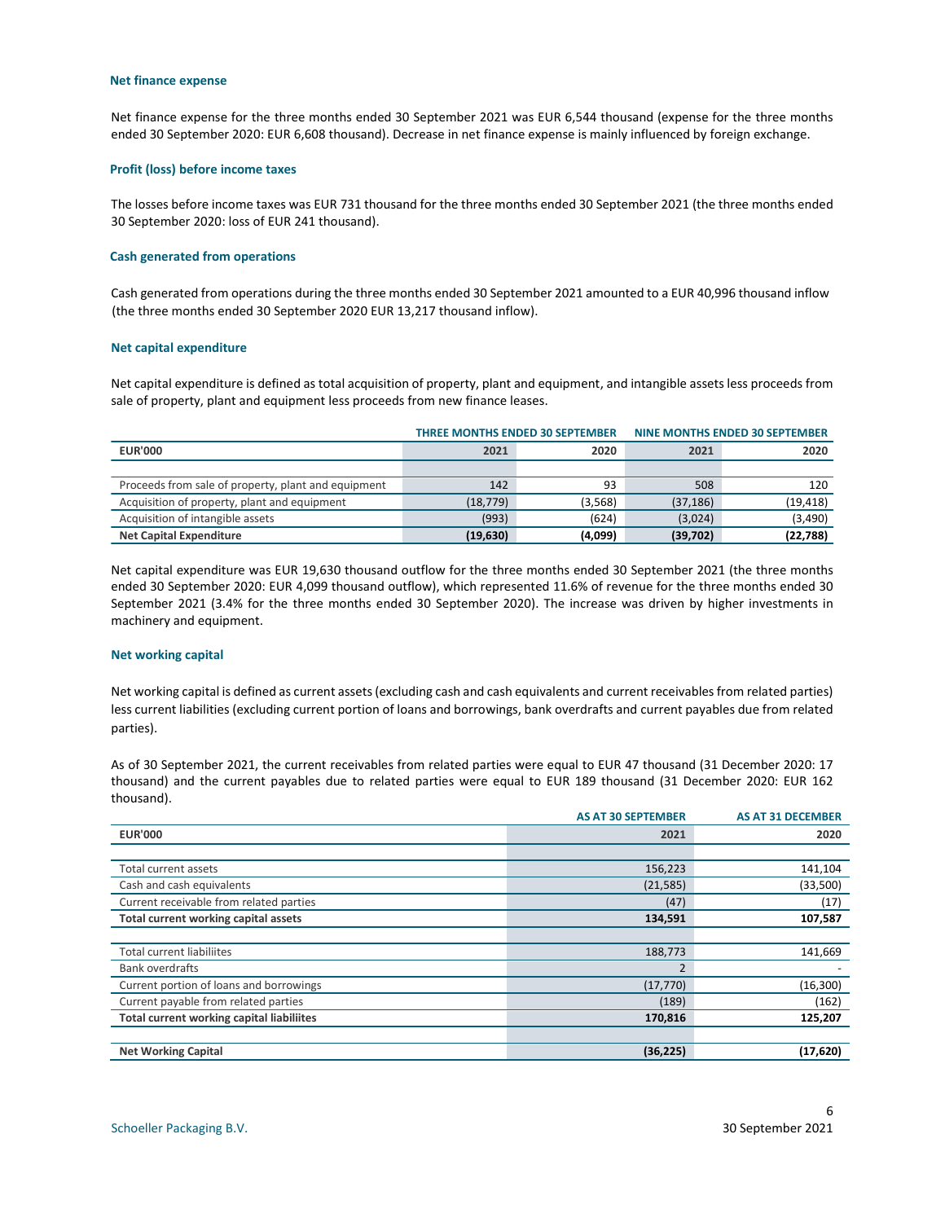### Net finance expense

Net finance expense for the three months ended 30 September 2021 was EUR 6,544 thousand (expense for the three months ended 30 September 2020: EUR 6,608 thousand). Decrease in net finance expense is mainly influenced by foreign exchange.

### Profit (loss) before income taxes

The losses before income taxes was EUR 731 thousand for the three months ended 30 September 2021 (the three months ended 30 September 2020: loss of EUR 241 thousand).

### Cash generated from operations

Cash generated from operations during the three months ended 30 September 2021 amounted to a EUR 40,996 thousand inflow (the three months ended 30 September 2020 EUR 13,217 thousand inflow).

### Net capital expenditure

Net capital expenditure is defined as total acquisition of property, plant and equipment, and intangible assets less proceeds from sale of property, plant and equipment less proceeds from new finance leases.

| | THREE MONTHS ENDED 30 SEPTEMBER | | NINE MONTHS ENDED 30 SEPTEMBER | |
|---|---|---|---|---|
| **EUR'000** | **2021** | **2020** | **2021** | **2020** |
| | | | | |
| Proceeds from sale of property, plant and equipment | 142 | 93 | 508 | 120 |
| Acquisition of property, plant and equipment | (18,779) | (3,568) | (37,186) | (19,418) |
| Acquisition of intangible assets | (993) | (624) | (3,024) | (3,490) |
| **Net Capital Expenditure** | **(19,630)** | **(4,099)** | **(39,702)** | **(22,788)** |

Net capital expenditure was EUR 19,630 thousand outflow for the three months ended 30 September 2021 (the three months ended 30 September 2020: EUR 4,099 thousand outflow), which represented 11.6% of revenue for the three months ended 30 September 2021 (3.4% for the three months ended 30 September 2020). The increase was driven by higher investments in machinery and equipment.

### Net working capital

Net working capital is defined as current assets (excluding cash and cash equivalents and current receivables from related parties) less current liabilities (excluding current portion of loans and borrowings, bank overdrafts and current payables due from related parties).

As of 30 September 2021, the current receivables from related parties were equal to EUR 47 thousand (31 December 2020: 17 thousand) and the current payables due to related parties were equal to EUR 189 thousand (31 December 2020: EUR 162 thousand).

| | AS AT 30 SEPTEMBER | AS AT 31 DECEMBER |
|---|---|---|
| **EUR'000** | **2021** | **2020** |
| | | |
| Total current assets | 156,223 | 141,104 |
| Cash and cash equivalents | (21,585) | (33,500) |
| Current receivable from related parties | (47) | (17) |
| **Total current working capital assets** | **134,591** | **107,587** |
| | | |
| Total current liabiliites | 188,773 | 141,669 |
| Bank overdrafts | 2 | - |
| Current portion of loans and borrowings | (17,770) | (16,300) |
| Current payable from related parties | (189) | (162) |
| **Total current working capital liabiliites** | **170,816** | **125,207** |
| | | |
| **Net Working Capital** | **(36,225)** | **(17,620)** |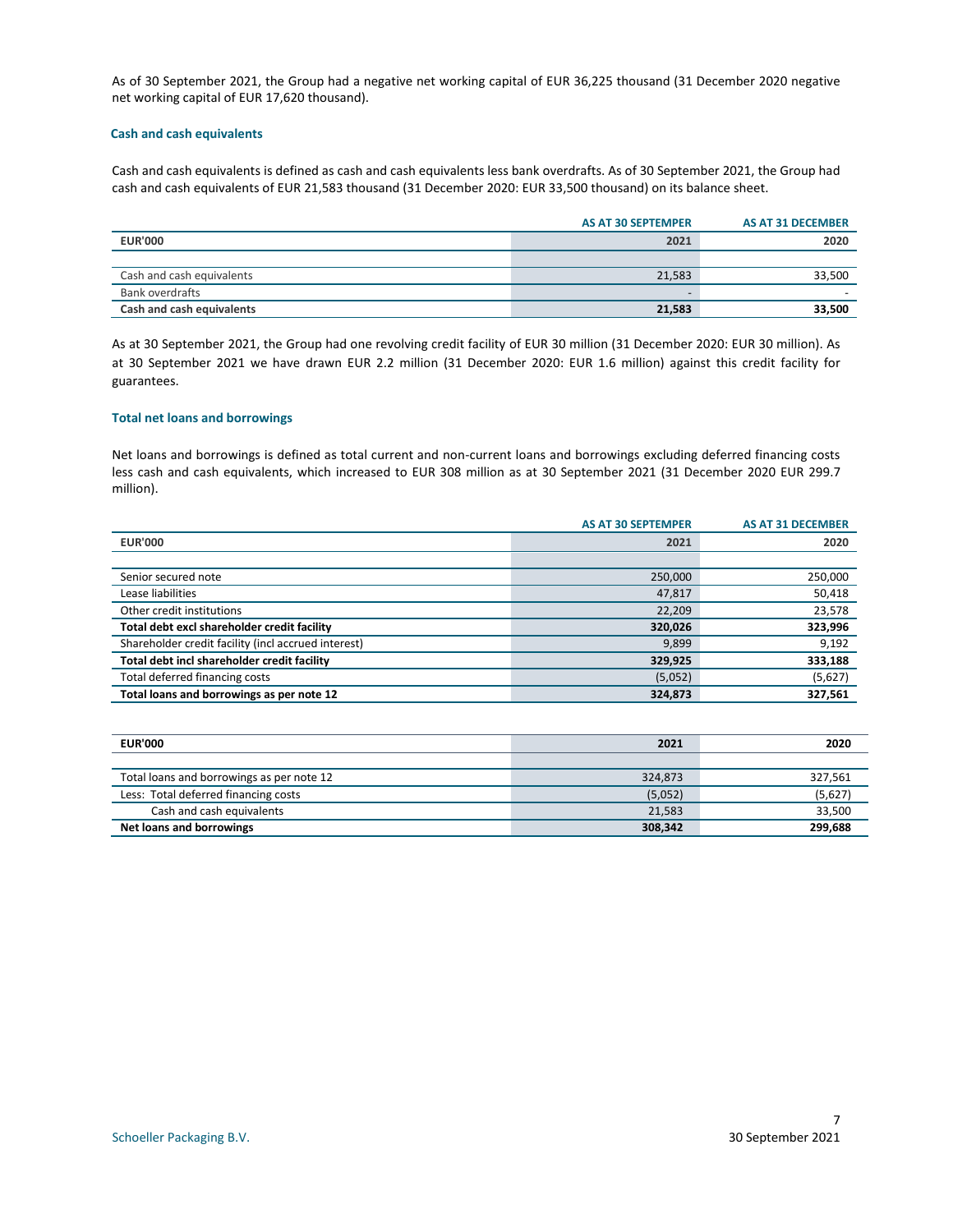As of 30 September 2021, the Group had a negative net working capital of EUR 36,225 thousand (31 December 2020 negative net working capital of EUR 17,620 thousand).

### Cash and cash equivalents

Cash and cash equivalents is defined as cash and cash equivalents less bank overdrafts. As of 30 September 2021, the Group had cash and cash equivalents of EUR 21,583 thousand (31 December 2020: EUR 33,500 thousand) on its balance sheet.

| | AS AT 30 SEPTEMPER | AS AT 31 DECEMBER |
|---|---|---|
| **EUR'000** | **2021** | **2020** |
| | | |
| Cash and cash equivalents | 21,583 | 33,500 |
| Bank overdrafts | - | - |
| **Cash and cash equivalents** | **21,583** | **33,500** |

As at 30 September 2021, the Group had one revolving credit facility of EUR 30 million (31 December 2020: EUR 30 million). As at 30 September 2021 we have drawn EUR 2.2 million (31 December 2020: EUR 1.6 million) against this credit facility for guarantees.

### Total net loans and borrowings

Net loans and borrowings is defined as total current and non-current loans and borrowings excluding deferred financing costs less cash and cash equivalents, which increased to EUR 308 million as at 30 September 2021 (31 December 2020 EUR 299.7 million).

| | AS AT 30 SEPTEMPER | AS AT 31 DECEMBER |
|---|---|---|
| **EUR'000** | **2021** | **2020** |
| | | |
| Senior secured note | 250,000 | 250,000 |
| Lease liabilities | 47,817 | 50,418 |
| Other credit institutions | 22,209 | 23,578 |
| **Total debt excl shareholder credit facility** | **320,026** | **323,996** |
| Shareholder credit facility (incl accrued interest) | 9,899 | 9,192 |
| **Total debt incl shareholder credit facility** | **329,925** | **333,188** |
| Total deferred financing costs | (5,052) | (5,627) |
| **Total loans and borrowings as per note 12** | **324,873** | **327,561** |

| **EUR'000** | **2021** | **2020** |
|---|---|---|
| | | |
| Total loans and borrowings as per note 12 | 324,873 | 327,561 |
| Less: Total deferred financing costs | (5,052) | (5,627) |
| Cash and cash equivalents | 21,583 | 33,500 |
| **Net loans and borrowings** | **308,342** | **299,688** |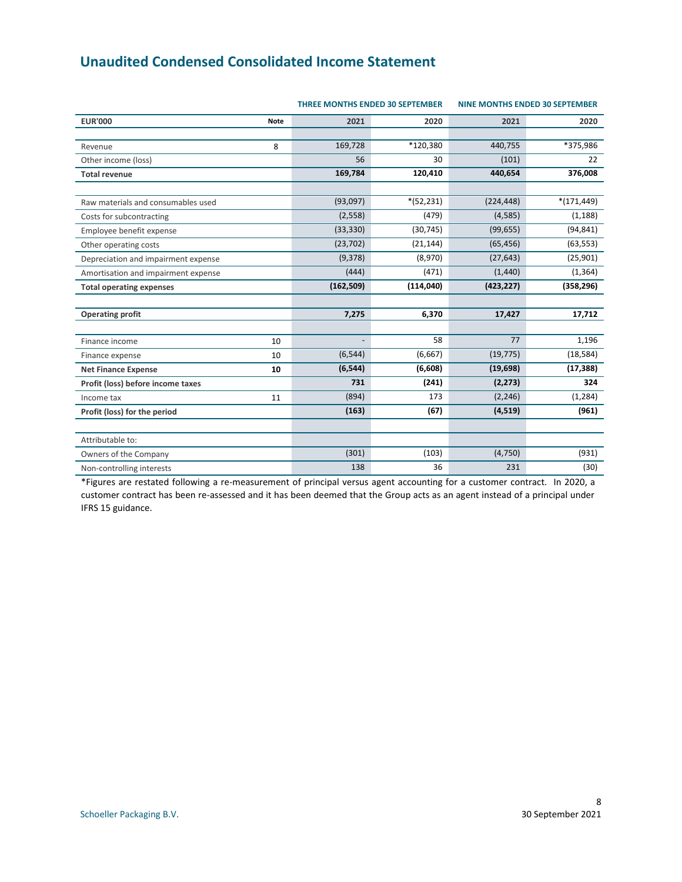# Unaudited Condensed Consolidated Income Statement

| | | THREE MONTHS ENDED 30 SEPTEMBER | | NINE MONTHS ENDED 30 SEPTEMBER | |
|---|---|---|---|---|---|
| **EUR'000** | **Note** | **2021** | **2020** | **2021** | **2020** |
| Revenue | 8 | 169,728 | *120,380 | 440,755 | *375,986 |
| Other income (loss) | | 56 | 30 | (101) | 22 |
| **Total revenue** | | **169,784** | **120,410** | **440,654** | **376,008** |
| Raw materials and consumables used | | (93,097) | *(52,231) | (224,448) | *(171,449) |
| Costs for subcontracting | | (2,558) | (479) | (4,585) | (1,188) |
| Employee benefit expense | | (33,330) | (30,745) | (99,655) | (94,841) |
| Other operating costs | | (23,702) | (21,144) | (65,456) | (63,553) |
| Depreciation and impairment expense | | (9,378) | (8,970) | (27,643) | (25,901) |
| Amortisation and impairment expense | | (444) | (471) | (1,440) | (1,364) |
| **Total operating expenses** | | **(162,509)** | **(114,040)** | **(423,227)** | **(358,296)** |
| **Operating profit** | | **7,275** | **6,370** | **17,427** | **17,712** |
| Finance income | 10 | - | 58 | 77 | 1,196 |
| Finance expense | 10 | (6,544) | (6,667) | (19,775) | (18,584) |
| **Net Finance Expense** | **10** | **(6,544)** | **(6,608)** | **(19,698)** | **(17,388)** |
| **Profit (loss) before income taxes** | | **731** | **(241)** | **(2,273)** | **324** |
| Income tax | 11 | (894) | 173 | (2,246) | (1,284) |
| **Profit (loss) for the period** | | **(163)** | **(67)** | **(4,519)** | **(961)** |
| Attributable to: | | | | | |
| Owners of the Company | | (301) | (103) | (4,750) | (931) |
| Non-controlling interests | | 138 | 36 | 231 | (30) |

*Figures are restated following a re-measurement of principal versus agent accounting for a customer contract. In 2020, a customer contract has been re-assessed and it has been deemed that the Group acts as an agent instead of a principal under IFRS 15 guidance.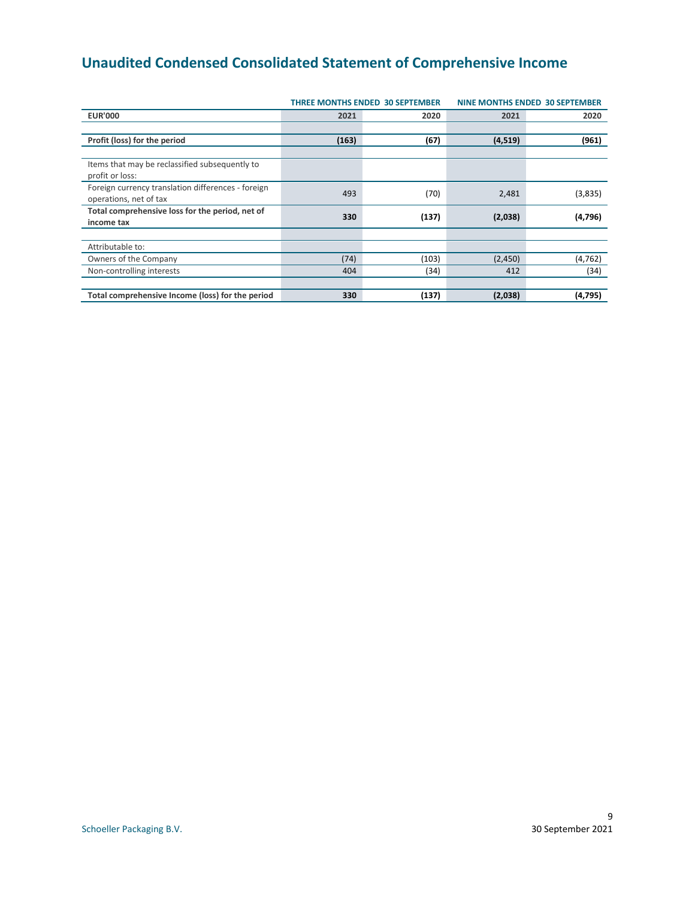# Unaudited Condensed Consolidated Statement of Comprehensive Income

| | THREE MONTHS ENDED 30 SEPTEMBER | | NINE MONTHS ENDED 30 SEPTEMBER | |
|---|---|---|---|---|
| **EUR'000** | **2021** | **2020** | **2021** | **2020** |
| | | | | |
| **Profit (loss) for the period** | **(163)** | **(67)** | **(4,519)** | **(961)** |
| | | | | |
| Items that may be reclassified subsequently to profit or loss: | | | | |
| Foreign currency translation differences - foreign operations, net of tax | 493 | (70) | 2,481 | (3,835) |
| **Total comprehensive loss for the period, net of income tax** | **330** | **(137)** | **(2,038)** | **(4,796)** |
| | | | | |
| Attributable to: | | | | |
| Owners of the Company | (74) | (103) | (2,450) | (4,762) |
| Non-controlling interests | 404 | (34) | 412 | (34) |
| | | | | |
| **Total comprehensive Income (loss) for the period** | **330** | **(137)** | **(2,038)** | **(4,795)** |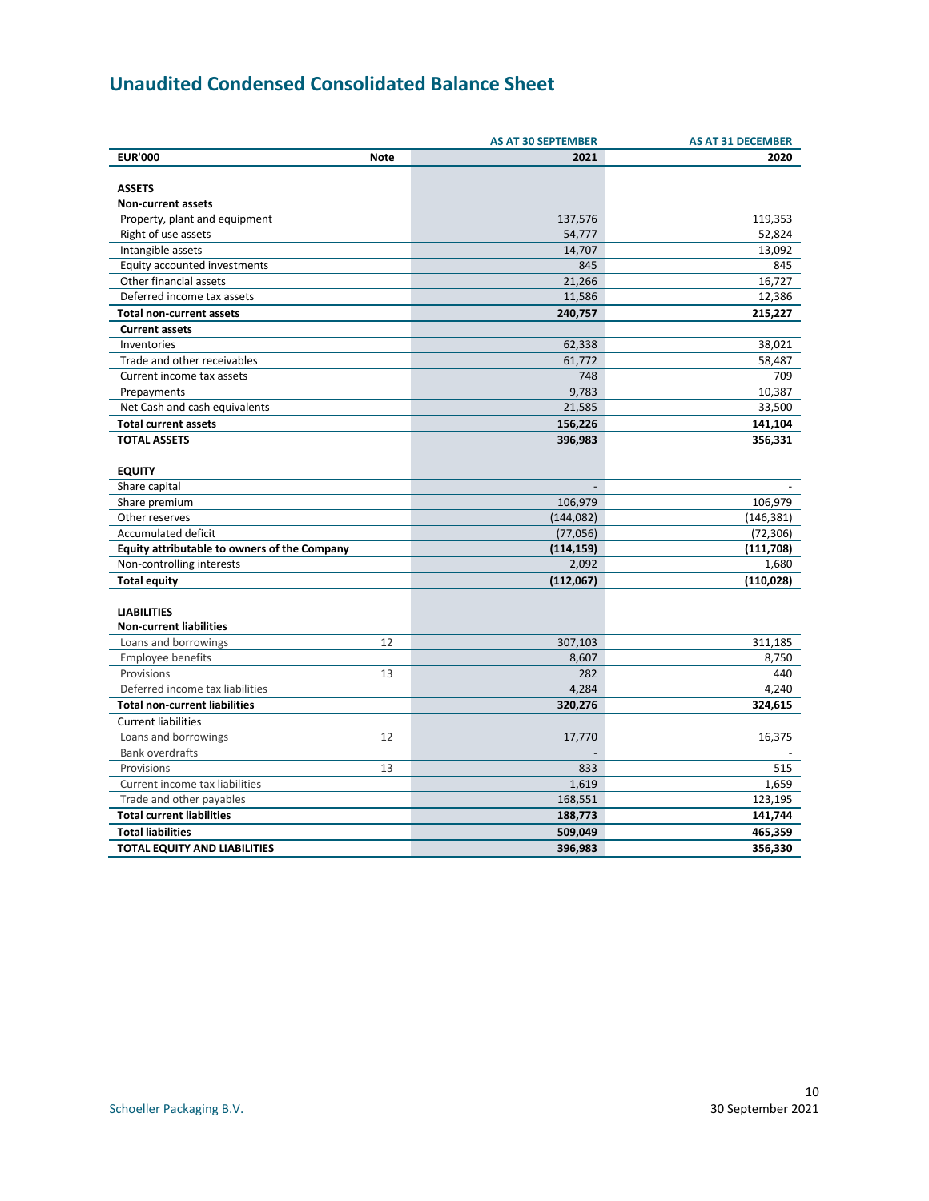# Unaudited Condensed Consolidated Balance Sheet

| EUR'000 | Note | AS AT 30 SEPTEMBER 2021 | AS AT 31 DECEMBER 2020 |
|---|---|---|---|
| **ASSETS** | | | |
| **Non-current assets** | | | |
| Property, plant and equipment | | 137,576 | 119,353 |
| Right of use assets | | 54,777 | 52,824 |
| Intangible assets | | 14,707 | 13,092 |
| Equity accounted investments | | 845 | 845 |
| Other financial assets | | 21,266 | 16,727 |
| Deferred income tax assets | | 11,586 | 12,386 |
| **Total non-current assets** | | **240,757** | **215,227** |
| **Current assets** | | | |
| Inventories | | 62,338 | 38,021 |
| Trade and other receivables | | 61,772 | 58,487 |
| Current income tax assets | | 748 | 709 |
| Prepayments | | 9,783 | 10,387 |
| Net Cash and cash equivalents | | 21,585 | 33,500 |
| **Total current assets** | | **156,226** | **141,104** |
| **TOTAL ASSETS** | | **396,983** | **356,331** |
| **EQUITY** | | | |
| Share capital | | - | - |
| Share premium | | 106,979 | 106,979 |
| Other reserves | | (144,082) | (146,381) |
| Accumulated deficit | | (77,056) | (72,306) |
| **Equity attributable to owners of the Company** | | **(114,159)** | **(111,708)** |
| Non-controlling interests | | 2,092 | 1,680 |
| **Total equity** | | **(112,067)** | **(110,028)** |
| **LIABILITIES** | | | |
| **Non-current liabilities** | | | |
| Loans and borrowings | 12 | 307,103 | 311,185 |
| Employee benefits | | 8,607 | 8,750 |
| Provisions | 13 | 282 | 440 |
| Deferred income tax liabilities | | 4,284 | 4,240 |
| **Total non-current liabilities** | | **320,276** | **324,615** |
| Current liabilities | | | |
| Loans and borrowings | 12 | 17,770 | 16,375 |
| Bank overdrafts | | - | - |
| Provisions | 13 | 833 | 515 |
| Current income tax liabilities | | 1,619 | 1,659 |
| Trade and other payables | | 168,551 | 123,195 |
| **Total current liabilities** | | **188,773** | **141,744** |
| **Total liabilities** | | **509,049** | **465,359** |
| **TOTAL EQUITY AND LIABILITIES** | | **396,983** | **356,330** |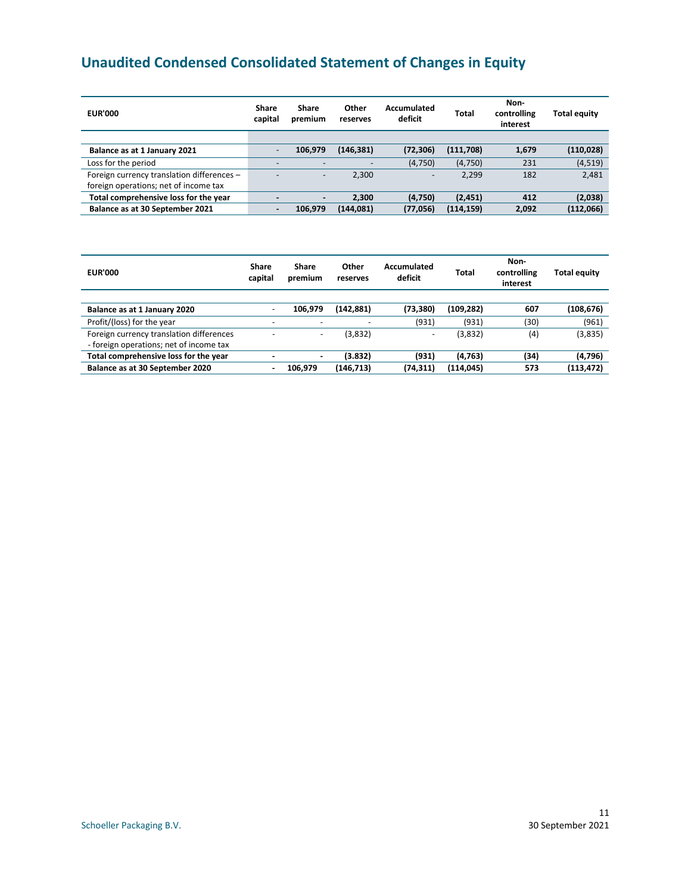# Unaudited Condensed Consolidated Statement of Changes in Equity

| EUR'000 | Share capital | Share premium | Other reserves | Accumulated deficit | Total | Non-controlling interest | Total equity |
|---|---|---|---|---|---|---|---|
| **Balance as at 1 January 2021** | - | **106,979** | **(146,381)** | **(72,306)** | **(111,708)** | **1,679** | **(110,028)** |
| Loss for the period | - | - | - | (4,750) | (4,750) | 231 | (4,519) |
| Foreign currency translation differences – foreign operations; net of income tax | - | - | 2,300 | - | 2,299 | 182 | 2,481 |
| **Total comprehensive loss for the year** | **-** | **-** | **2,300** | **(4,750)** | **(2,451)** | **412** | **(2,038)** |
| **Balance as at 30 September 2021** | **-** | **106,979** | **(144,081)** | **(77,056)** | **(114,159)** | **2,092** | **(112,066)** |

| EUR'000 | Share capital | Share premium | Other reserves | Accumulated deficit | Total | Non-controlling interest | Total equity |
|---|---|---|---|---|---|---|---|
| **Balance as at 1 January 2020** | - | **106,979** | **(142,881)** | **(73,380)** | **(109,282)** | **607** | **(108,676)** |
| Profit/(loss) for the year | - | - | - | (931) | (931) | (30) | (961) |
| Foreign currency translation differences - foreign operations; net of income tax | - | - | (3,832) | - | (3,832) | (4) | (3,835) |
| **Total comprehensive loss for the year** | **-** | **-** | **(3.832)** | **(931)** | **(4,763)** | **(34)** | **(4,796)** |
| **Balance as at 30 September 2020** | **-** | **106,979** | **(146,713)** | **(74,311)** | **(114,045)** | **573** | **(113,472)** |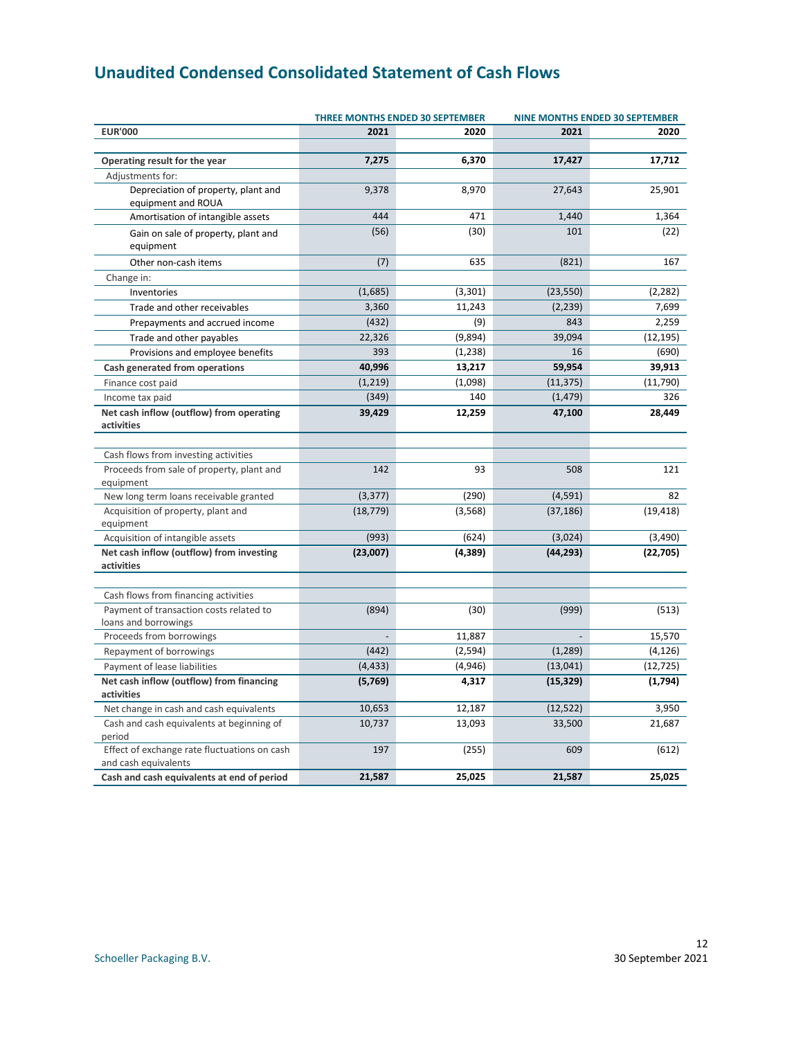# Unaudited Condensed Consolidated Statement of Cash Flows

| | THREE MONTHS ENDED 30 SEPTEMBER | | NINE MONTHS ENDED 30 SEPTEMBER | |
|---|---|---|---|---|
| **EUR'000** | **2021** | **2020** | **2021** | **2020** |
| | | | | |
| **Operating result for the year** | **7,275** | **6,370** | **17,427** | **17,712** |
| Adjustments for: | | | | |
| Depreciation of property, plant and equipment and ROUA | 9,378 | 8,970 | 27,643 | 25,901 |
| Amortisation of intangible assets | 444 | 471 | 1,440 | 1,364 |
| Gain on sale of property, plant and equipment | (56) | (30) | 101 | (22) |
| Other non-cash items | (7) | 635 | (821) | 167 |
| Change in: | | | | |
| Inventories | (1,685) | (3,301) | (23,550) | (2,282) |
| Trade and other receivables | 3,360 | 11,243 | (2,239) | 7,699 |
| Prepayments and accrued income | (432) | (9) | 843 | 2,259 |
| Trade and other payables | 22,326 | (9,894) | 39,094 | (12,195) |
| Provisions and employee benefits | 393 | (1,238) | 16 | (690) |
| **Cash generated from operations** | **40,996** | **13,217** | **59,954** | **39,913** |
| Finance cost paid | (1,219) | (1,098) | (11,375) | (11,790) |
| Income tax paid | (349) | 140 | (1,479) | 326 |
| **Net cash inflow (outflow) from operating activities** | **39,429** | **12,259** | **47,100** | **28,449** |
| | | | | |
| Cash flows from investing activities | | | | |
| Proceeds from sale of property, plant and equipment | 142 | 93 | 508 | 121 |
| New long term loans receivable granted | (3,377) | (290) | (4,591) | 82 |
| Acquisition of property, plant and equipment | (18,779) | (3,568) | (37,186) | (19,418) |
| Acquisition of intangible assets | (993) | (624) | (3,024) | (3,490) |
| **Net cash inflow (outflow) from investing activities** | **(23,007)** | **(4,389)** | **(44,293)** | **(22,705)** |
| | | | | |
| Cash flows from financing activities | | | | |
| Payment of transaction costs related to loans and borrowings | (894) | (30) | (999) | (513) |
| Proceeds from borrowings | - | 11,887 | - | 15,570 |
| Repayment of borrowings | (442) | (2,594) | (1,289) | (4,126) |
| Payment of lease liabilities | (4,433) | (4,946) | (13,041) | (12,725) |
| **Net cash inflow (outflow) from financing activities** | **(5,769)** | **4,317** | **(15,329)** | **(1,794)** |
| Net change in cash and cash equivalents | 10,653 | 12,187 | (12,522) | 3,950 |
| Cash and cash equivalents at beginning of period | 10,737 | 13,093 | 33,500 | 21,687 |
| Effect of exchange rate fluctuations on cash and cash equivalents | 197 | (255) | 609 | (612) |
| **Cash and cash equivalents at end of period** | **21,587** | **25,025** | **21,587** | **25,025** |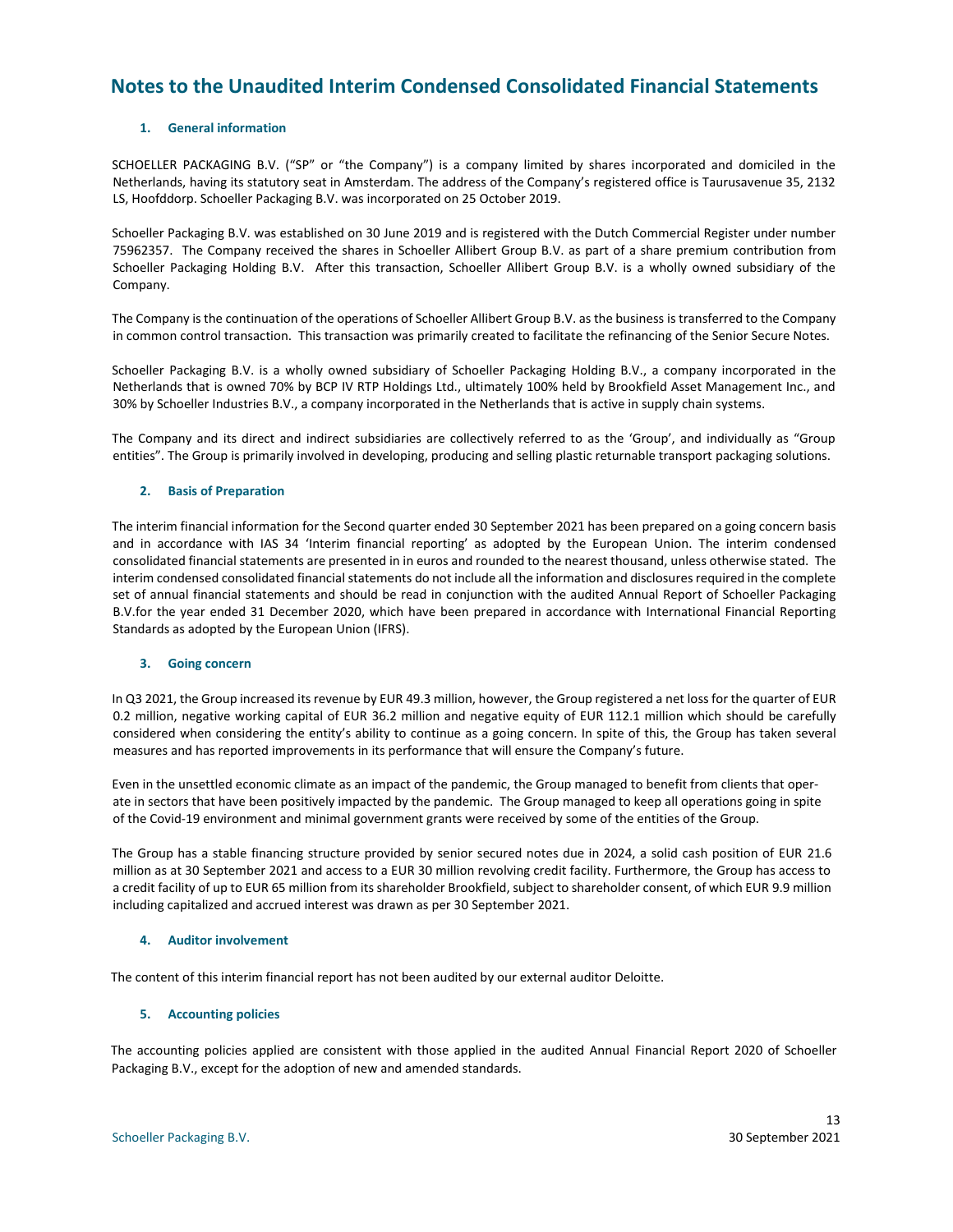# Notes to the Unaudited Interim Condensed Consolidated Financial Statements

## 1. General information

SCHOELLER PACKAGING B.V. ("SP" or "the Company") is a company limited by shares incorporated and domiciled in the Netherlands, having its statutory seat in Amsterdam. The address of the Company's registered office is Taurusavenue 35, 2132 LS, Hoofddorp. Schoeller Packaging B.V. was incorporated on 25 October 2019.

Schoeller Packaging B.V. was established on 30 June 2019 and is registered with the Dutch Commercial Register under number 75962357. The Company received the shares in Schoeller Allibert Group B.V. as part of a share premium contribution from Schoeller Packaging Holding B.V. After this transaction, Schoeller Allibert Group B.V. is a wholly owned subsidiary of the Company.

The Company is the continuation of the operations of Schoeller Allibert Group B.V. as the business is transferred to the Company in common control transaction. This transaction was primarily created to facilitate the refinancing of the Senior Secure Notes.

Schoeller Packaging B.V. is a wholly owned subsidiary of Schoeller Packaging Holding B.V., a company incorporated in the Netherlands that is owned 70% by BCP IV RTP Holdings Ltd., ultimately 100% held by Brookfield Asset Management Inc., and 30% by Schoeller Industries B.V., a company incorporated in the Netherlands that is active in supply chain systems.

The Company and its direct and indirect subsidiaries are collectively referred to as the 'Group', and individually as "Group entities". The Group is primarily involved in developing, producing and selling plastic returnable transport packaging solutions.

## 2. Basis of Preparation

The interim financial information for the Second quarter ended 30 September 2021 has been prepared on a going concern basis and in accordance with IAS 34 'Interim financial reporting' as adopted by the European Union. The interim condensed consolidated financial statements are presented in in euros and rounded to the nearest thousand, unless otherwise stated. The interim condensed consolidated financial statements do not include all the information and disclosures required in the complete set of annual financial statements and should be read in conjunction with the audited Annual Report of Schoeller Packaging B.V.for the year ended 31 December 2020, which have been prepared in accordance with International Financial Reporting Standards as adopted by the European Union (IFRS).

## 3. Going concern

In Q3 2021, the Group increased its revenue by EUR 49.3 million, however, the Group registered a net loss for the quarter of EUR 0.2 million, negative working capital of EUR 36.2 million and negative equity of EUR 112.1 million which should be carefully considered when considering the entity's ability to continue as a going concern. In spite of this, the Group has taken several measures and has reported improvements in its performance that will ensure the Company's future.

Even in the unsettled economic climate as an impact of the pandemic, the Group managed to benefit from clients that operate in sectors that have been positively impacted by the pandemic. The Group managed to keep all operations going in spite of the Covid-19 environment and minimal government grants were received by some of the entities of the Group.

The Group has a stable financing structure provided by senior secured notes due in 2024, a solid cash position of EUR 21.6 million as at 30 September 2021 and access to a EUR 30 million revolving credit facility. Furthermore, the Group has access to a credit facility of up to EUR 65 million from its shareholder Brookfield, subject to shareholder consent, of which EUR 9.9 million including capitalized and accrued interest was drawn as per 30 September 2021.

## 4. Auditor involvement

The content of this interim financial report has not been audited by our external auditor Deloitte.

## 5. Accounting policies

The accounting policies applied are consistent with those applied in the audited Annual Financial Report 2020 of Schoeller Packaging B.V., except for the adoption of new and amended standards.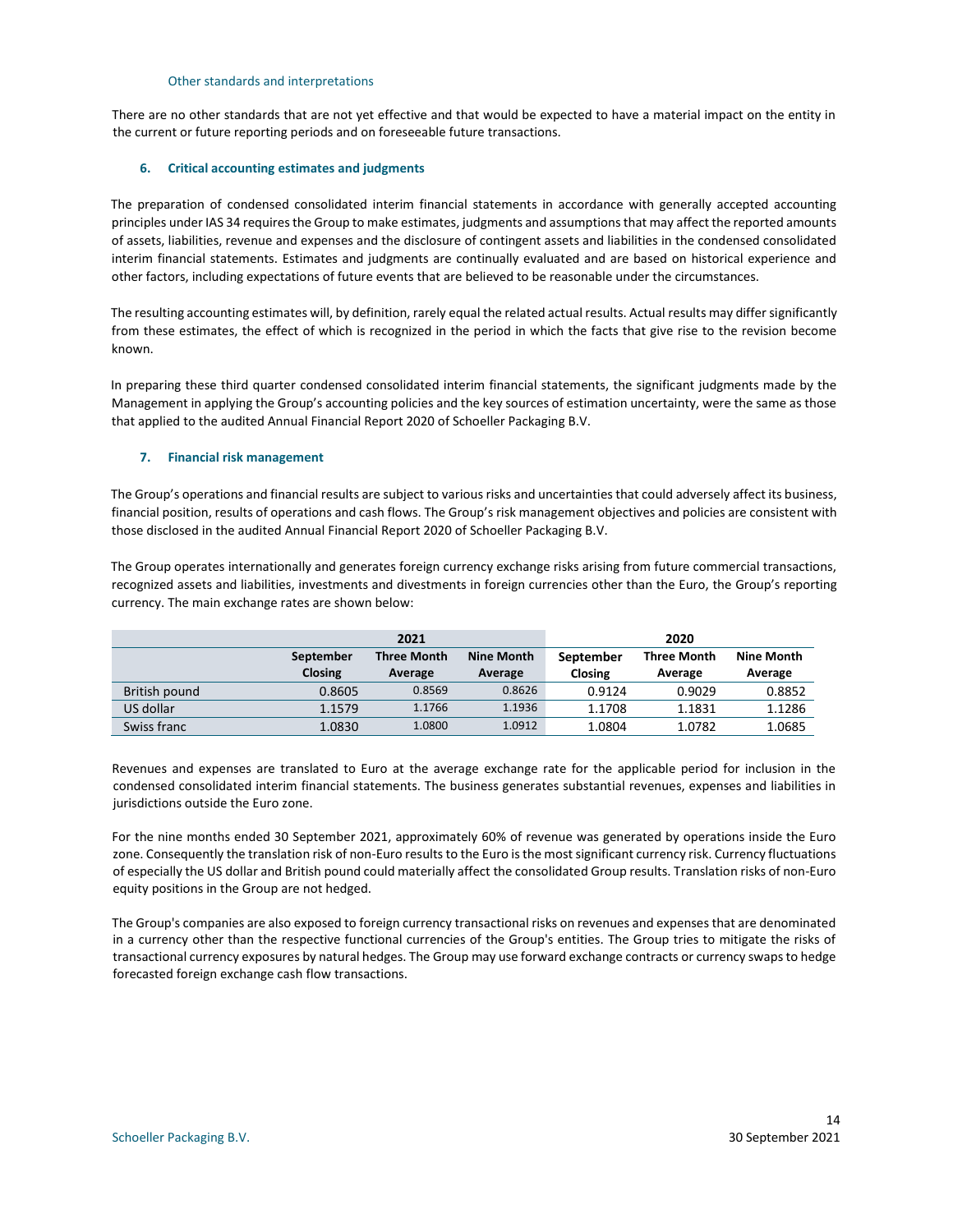### Other standards and interpretations

There are no other standards that are not yet effective and that would be expected to have a material impact on the entity in the current or future reporting periods and on foreseeable future transactions.

## 6. Critical accounting estimates and judgments

The preparation of condensed consolidated interim financial statements in accordance with generally accepted accounting principles under IAS 34 requires the Group to make estimates, judgments and assumptions that may affect the reported amounts of assets, liabilities, revenue and expenses and the disclosure of contingent assets and liabilities in the condensed consolidated interim financial statements. Estimates and judgments are continually evaluated and are based on historical experience and other factors, including expectations of future events that are believed to be reasonable under the circumstances.

The resulting accounting estimates will, by definition, rarely equal the related actual results. Actual results may differ significantly from these estimates, the effect of which is recognized in the period in which the facts that give rise to the revision become known.

In preparing these third quarter condensed consolidated interim financial statements, the significant judgments made by the Management in applying the Group's accounting policies and the key sources of estimation uncertainty, were the same as those that applied to the audited Annual Financial Report 2020 of Schoeller Packaging B.V.

## 7. Financial risk management

The Group's operations and financial results are subject to various risks and uncertainties that could adversely affect its business, financial position, results of operations and cash flows. The Group's risk management objectives and policies are consistent with those disclosed in the audited Annual Financial Report 2020 of Schoeller Packaging B.V.

The Group operates internationally and generates foreign currency exchange risks arising from future commercial transactions, recognized assets and liabilities, investments and divestments in foreign currencies other than the Euro, the Group's reporting currency. The main exchange rates are shown below:

| | 2021 | | | 2020 | | |
|---|---|---|---|---|---|---|
| | September Closing | Three Month Average | Nine Month Average | September Closing | Three Month Average | Nine Month Average |
| British pound | 0.8605 | 0.8569 | 0.8626 | 0.9124 | 0.9029 | 0.8852 |
| US dollar | 1.1579 | 1.1766 | 1.1936 | 1.1708 | 1.1831 | 1.1286 |
| Swiss franc | 1.0830 | 1.0800 | 1.0912 | 1.0804 | 1.0782 | 1.0685 |

Revenues and expenses are translated to Euro at the average exchange rate for the applicable period for inclusion in the condensed consolidated interim financial statements. The business generates substantial revenues, expenses and liabilities in jurisdictions outside the Euro zone.

For the nine months ended 30 September 2021, approximately 60% of revenue was generated by operations inside the Euro zone. Consequently the translation risk of non-Euro results to the Euro is the most significant currency risk. Currency fluctuations of especially the US dollar and British pound could materially affect the consolidated Group results. Translation risks of non-Euro equity positions in the Group are not hedged.

The Group's companies are also exposed to foreign currency transactional risks on revenues and expenses that are denominated in a currency other than the respective functional currencies of the Group's entities. The Group tries to mitigate the risks of transactional currency exposures by natural hedges. The Group may use forward exchange contracts or currency swaps to hedge forecasted foreign exchange cash flow transactions.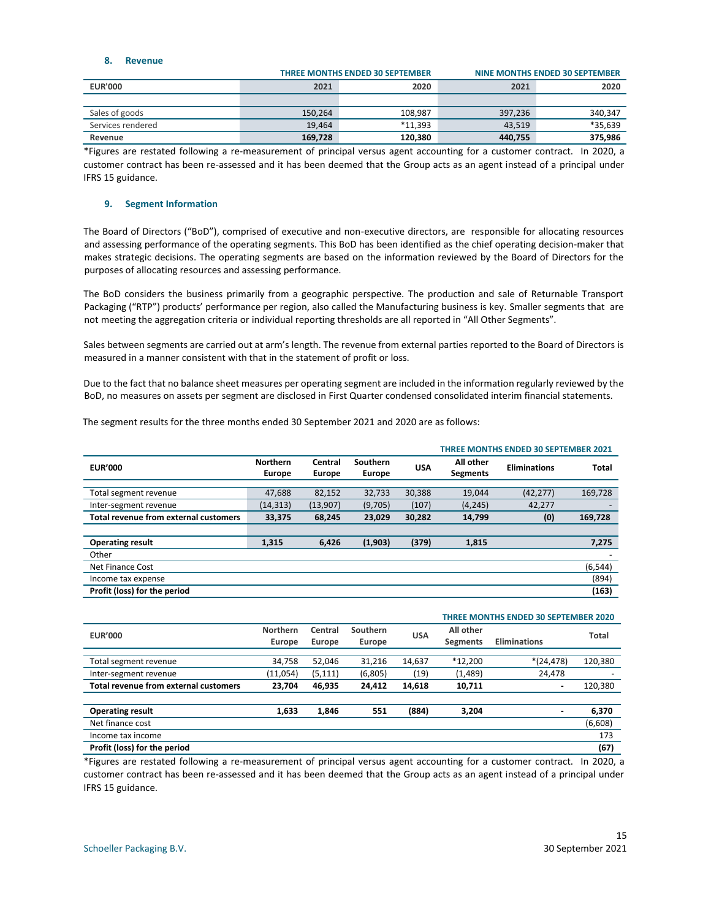## 8. Revenue

| EUR'000 | THREE MONTHS ENDED 30 SEPTEMBER 2021 | 2020 | NINE MONTHS ENDED 30 SEPTEMBER 2021 | 2020 |
|---|---|---|---|---|
| Sales of goods | 150,264 | 108,987 | 397,236 | 340,347 |
| Services rendered | 19,464 | *11,393 | 43,519 | *35,639 |
| **Revenue** | **169,728** | **120,380** | **440,755** | **375,986** |

*Figures are restated following a re-measurement of principal versus agent accounting for a customer contract. In 2020, a customer contract has been re-assessed and it has been deemed that the Group acts as an agent instead of a principal under IFRS 15 guidance.

## 9. Segment Information

The Board of Directors ("BoD"), comprised of executive and non-executive directors, are responsible for allocating resources and assessing performance of the operating segments. This BoD has been identified as the chief operating decision-maker that makes strategic decisions. The operating segments are based on the information reviewed by the Board of Directors for the purposes of allocating resources and assessing performance.

The BoD considers the business primarily from a geographic perspective. The production and sale of Returnable Transport Packaging ("RTP") products' performance per region, also called the Manufacturing business is key. Smaller segments that are not meeting the aggregation criteria or individual reporting thresholds are all reported in "All Other Segments".

Sales between segments are carried out at arm's length. The revenue from external parties reported to the Board of Directors is measured in a manner consistent with that in the statement of profit or loss.

Due to the fact that no balance sheet measures per operating segment are included in the information regularly reviewed by the BoD, no measures on assets per segment are disclosed in First Quarter condensed consolidated interim financial statements.

The segment results for the three months ended 30 September 2021 and 2020 are as follows:

**THREE MONTHS ENDED 30 SEPTEMBER 2021**

| EUR'000 | Northern Europe | Central Europe | Southern Europe | USA | All other Segments | Eliminations | Total |
|---|---|---|---|---|---|---|---|
| Total segment revenue | 47,688 | 82,152 | 32,733 | 30,388 | 19,044 | (42,277) | 169,728 |
| Inter-segment revenue | (14,313) | (13,907) | (9,705) | (107) | (4,245) | 42,277 | - |
| **Total revenue from external customers** | **33,375** | **68,245** | **23,029** | **30,282** | **14,799** | **(0)** | **169,728** |
| | | | | | | | |
| **Operating result** | **1,315** | **6,426** | **(1,903)** | **(379)** | **1,815** | | **7,275** |
| Other | | | | | | | - |
| Net Finance Cost | | | | | | | (6,544) |
| Income tax expense | | | | | | | (894) |
| **Profit (loss) for the period** | | | | | | | **(163)** |

**THREE MONTHS ENDED 30 SEPTEMBER 2020**

| EUR'000 | Northern Europe | Central Europe | Southern Europe | USA | All other Segments | Eliminations | Total |
|---|---|---|---|---|---|---|---|
| Total segment revenue | 34,758 | 52,046 | 31,216 | 14,637 | *12,200 | *(24,478) | 120,380 |
| Inter-segment revenue | (11,054) | (5,111) | (6,805) | (19) | (1,489) | 24,478 | - |
| **Total revenue from external customers** | **23,704** | **46,935** | **24,412** | **14,618** | **10,711** | - | 120,380 |
| | | | | | | | |
| **Operating result** | **1,633** | **1,846** | **551** | **(884)** | **3,204** | - | **6,370** |
| Net finance cost | | | | | | | (6,608) |
| Income tax income | | | | | | | 173 |
| **Profit (loss) for the period** | | | | | | | **(67)** |

*Figures are restated following a re-measurement of principal versus agent accounting for a customer contract. In 2020, a customer contract has been re-assessed and it has been deemed that the Group acts as an agent instead of a principal under IFRS 15 guidance.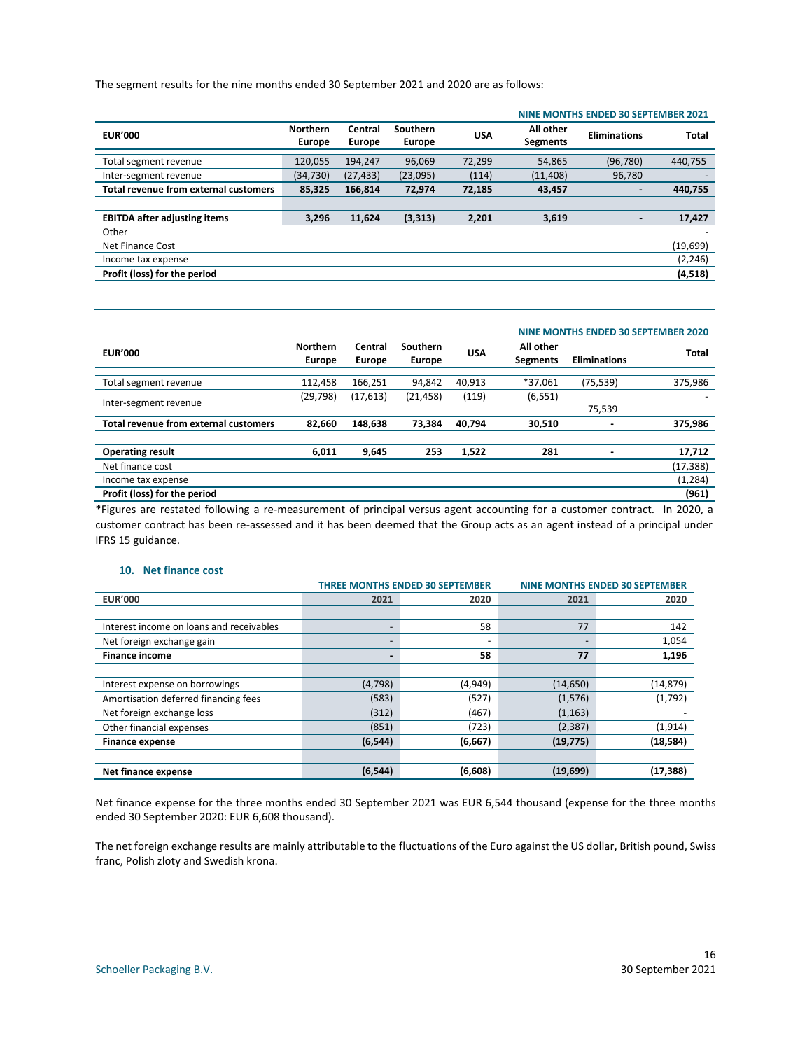The segment results for the nine months ended 30 September 2021 and 2020 are as follows:

| | | | | | | | NINE MONTHS ENDED 30 SEPTEMBER 2021 |
|---|---|---|---|---|---|---|---|
| EUR'000 | Northern Europe | Central Europe | Southern Europe | USA | All other Segments | Eliminations | Total |
| Total segment revenue | 120,055 | 194,247 | 96,069 | 72,299 | 54,865 | (96,780) | 440,755 |
| Inter-segment revenue | (34,730) | (27,433) | (23,095) | (114) | (11,408) | 96,780 | - |
| **Total revenue from external customers** | **85,325** | **166,814** | **72,974** | **72,185** | **43,457** | **-** | **440,755** |
| | | | | | | | |
| **EBITDA after adjusting items** | **3,296** | **11,624** | **(3,313)** | **2,201** | **3,619** | **-** | **17,427** |
| Other | | | | | | | - |
| Net Finance Cost | | | | | | | (19,699) |
| Income tax expense | | | | | | | (2,246) |
| **Profit (loss) for the period** | | | | | | | **(4,518)** |

| | | | | | | | NINE MONTHS ENDED 30 SEPTEMBER 2020 |
|---|---|---|---|---|---|---|---|
| EUR'000 | Northern Europe | Central Europe | Southern Europe | USA | All other Segments | Eliminations | Total |
| Total segment revenue | 112,458 | 166,251 | 94,842 | 40,913 | *37,061 | (75,539) | 375,986 |
| Inter-segment revenue | (29,798) | (17,613) | (21,458) | (119) | (6,551) | 75,539 | - |
| **Total revenue from external customers** | **82,660** | **148,638** | **73,384** | **40,794** | **30,510** | **-** | **375,986** |
| | | | | | | | |
| **Operating result** | **6,011** | **9,645** | **253** | **1,522** | **281** | **-** | **17,712** |
| Net finance cost | | | | | | | (17,388) |
| Income tax expense | | | | | | | (1,284) |
| **Profit (loss) for the period** | | | | | | | **(961)** |

*Figures are restated following a re-measurement of principal versus agent accounting for a customer contract. In 2020, a customer contract has been re-assessed and it has been deemed that the Group acts as an agent instead of a principal under IFRS 15 guidance.

### 10. Net finance cost

| | THREE MONTHS ENDED 30 SEPTEMBER | | NINE MONTHS ENDED 30 SEPTEMBER | |
|---|---|---|---|---|
| EUR'000 | 2021 | 2020 | 2021 | 2020 |
| | | | | |
| Interest income on loans and receivables | - | 58 | 77 | 142 |
| Net foreign exchange gain | - | - | - | 1,054 |
| **Finance income** | **-** | **58** | **77** | **1,196** |
| | | | | |
| Interest expense on borrowings | (4,798) | (4,949) | (14,650) | (14,879) |
| Amortisation deferred financing fees | (583) | (527) | (1,576) | (1,792) |
| Net foreign exchange loss | (312) | (467) | (1,163) | - |
| Other financial expenses | (851) | (723) | (2,387) | (1,914) |
| **Finance expense** | **(6,544)** | **(6,667)** | **(19,775)** | **(18,584)** |
| | | | | |
| **Net finance expense** | **(6,544)** | **(6,608)** | **(19,699)** | **(17,388)** |

Net finance expense for the three months ended 30 September 2021 was EUR 6,544 thousand (expense for the three months ended 30 September 2020: EUR 6,608 thousand).

The net foreign exchange results are mainly attributable to the fluctuations of the Euro against the US dollar, British pound, Swiss franc, Polish zloty and Swedish krona.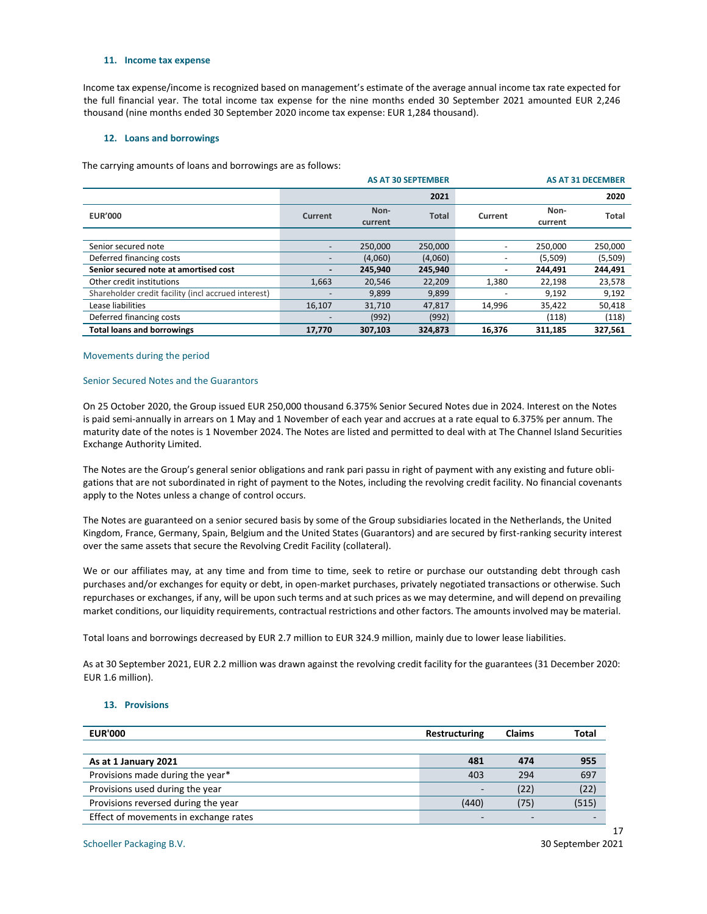### 11. Income tax expense

Income tax expense/income is recognized based on management's estimate of the average annual income tax rate expected for the full financial year. The total income tax expense for the nine months ended 30 September 2021 amounted EUR 2,246 thousand (nine months ended 30 September 2020 income tax expense: EUR 1,284 thousand).

### 12. Loans and borrowings

The carrying amounts of loans and borrowings are as follows:

| | AS AT 30 SEPTEMBER | | | AS AT 31 DECEMBER | | |
|---|---|---|---|---|---|---|
| | | | 2021 | | | 2020 |
| EUR'000 | Current | Non-current | Total | Current | Non-current | Total |
| Senior secured note | - | 250,000 | 250,000 | - | 250,000 | 250,000 |
| Deferred financing costs | - | (4,060) | (4,060) | - | (5,509) | (5,509) |
| **Senior secured note at amortised cost** | **-** | **245,940** | **245,940** | **-** | **244,491** | **244,491** |
| Other credit institutions | 1,663 | 20,546 | 22,209 | 1,380 | 22,198 | 23,578 |
| Shareholder credit facility (incl accrued interest) | - | 9,899 | 9,899 | - | 9,192 | 9,192 |
| Lease liabilities | 16,107 | 31,710 | 47,817 | 14,996 | 35,422 | 50,418 |
| Deferred financing costs | - | (992) | (992) | | (118) | (118) |
| **Total loans and borrowings** | **17,770** | **307,103** | **324,873** | **16,376** | **311,185** | **327,561** |

Movements during the period

Senior Secured Notes and the Guarantors

On 25 October 2020, the Group issued EUR 250,000 thousand 6.375% Senior Secured Notes due in 2024. Interest on the Notes is paid semi-annually in arrears on 1 May and 1 November of each year and accrues at a rate equal to 6.375% per annum. The maturity date of the notes is 1 November 2024. The Notes are listed and permitted to deal with at The Channel Island Securities Exchange Authority Limited.

The Notes are the Group's general senior obligations and rank pari passu in right of payment with any existing and future obligations that are not subordinated in right of payment to the Notes, including the revolving credit facility. No financial covenants apply to the Notes unless a change of control occurs.

The Notes are guaranteed on a senior secured basis by some of the Group subsidiaries located in the Netherlands, the United Kingdom, France, Germany, Spain, Belgium and the United States (Guarantors) and are secured by first-ranking security interest over the same assets that secure the Revolving Credit Facility (collateral).

We or our affiliates may, at any time and from time to time, seek to retire or purchase our outstanding debt through cash purchases and/or exchanges for equity or debt, in open-market purchases, privately negotiated transactions or otherwise. Such repurchases or exchanges, if any, will be upon such terms and at such prices as we may determine, and will depend on prevailing market conditions, our liquidity requirements, contractual restrictions and other factors. The amounts involved may be material.

Total loans and borrowings decreased by EUR 2.7 million to EUR 324.9 million, mainly due to lower lease liabilities.

As at 30 September 2021, EUR 2.2 million was drawn against the revolving credit facility for the guarantees (31 December 2020: EUR 1.6 million).

### 13. Provisions

| EUR'000 | Restructuring | Claims | Total |
|---|---|---|---|
| **As at 1 January 2021** | **481** | **474** | **955** |
| Provisions made during the year* | 403 | 294 | 697 |
| Provisions used during the year | - | (22) | (22) |
| Provisions reversed during the year | (440) | (75) | (515) |
| Effect of movements in exchange rates | - | - | - |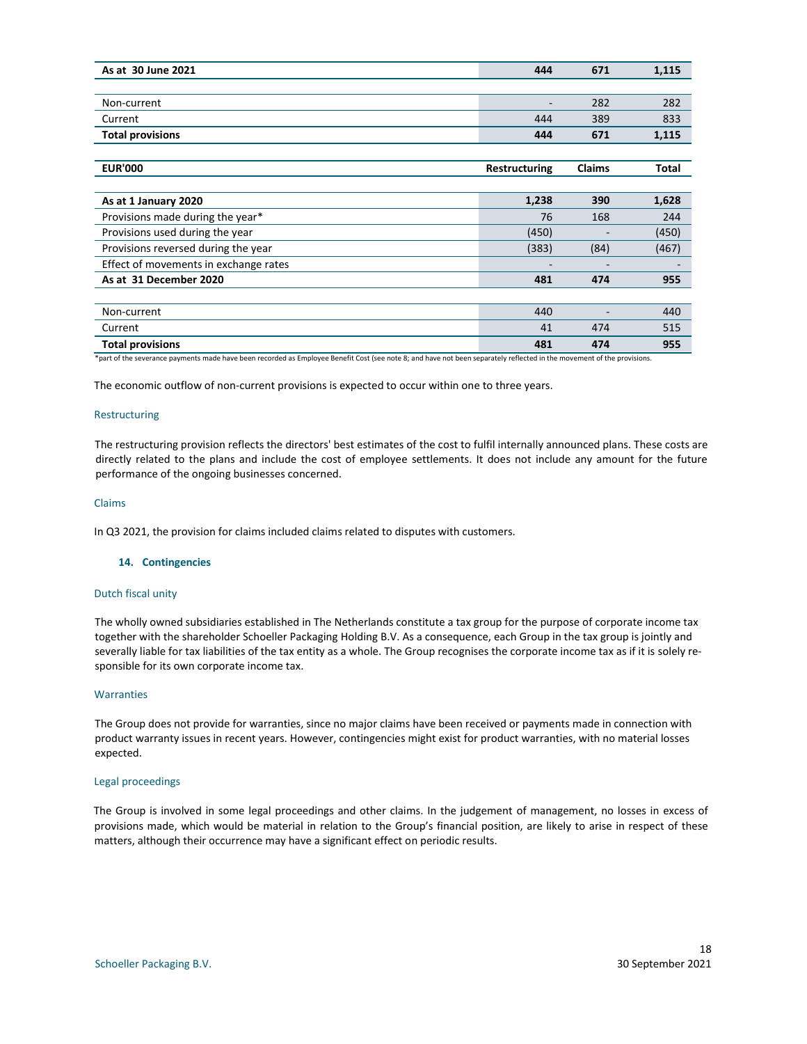| As at 30 June 2021 | 444 | 671 | 1,115 |
|---|---|---|---|
| | | | |
| Non-current | - | 282 | 282 |
| Current | 444 | 389 | 833 |
| **Total provisions** | **444** | **671** | **1,115** |

| EUR'000 | Restructuring | Claims | Total |
|---|---|---|---|
| **As at 1 January 2020** | **1,238** | **390** | **1,628** |
| Provisions made during the year* | 76 | 168 | 244 |
| Provisions used during the year | (450) | - | (450) |
| Provisions reversed during the year | (383) | (84) | (467) |
| Effect of movements in exchange rates | - | - | - |
| **As at 31 December 2020** | **481** | **474** | **955** |
| | | | |
| Non-current | 440 | - | 440 |
| Current | 41 | 474 | 515 |
| **Total provisions** | **481** | **474** | **955** |

*part of the severance payments made have been recorded as Employee Benefit Cost (see note 8; and have not been separately reflected in the movement of the provisions.

The economic outflow of non-current provisions is expected to occur within one to three years.

### Restructuring

The restructuring provision reflects the directors' best estimates of the cost to fulfil internally announced plans. These costs are directly related to the plans and include the cost of employee settlements. It does not include any amount for the future performance of the ongoing businesses concerned.

### Claims

In Q3 2021, the provision for claims included claims related to disputes with customers.

## 14. Contingencies

### Dutch fiscal unity

The wholly owned subsidiaries established in The Netherlands constitute a tax group for the purpose of corporate income tax together with the shareholder Schoeller Packaging Holding B.V. As a consequence, each Group in the tax group is jointly and severally liable for tax liabilities of the tax entity as a whole. The Group recognises the corporate income tax as if it is solely responsible for its own corporate income tax.

### Warranties

The Group does not provide for warranties, since no major claims have been received or payments made in connection with product warranty issues in recent years. However, contingencies might exist for product warranties, with no material losses expected.

### Legal proceedings

The Group is involved in some legal proceedings and other claims. In the judgement of management, no losses in excess of provisions made, which would be material in relation to the Group's financial position, are likely to arise in respect of these matters, although their occurrence may have a significant effect on periodic results.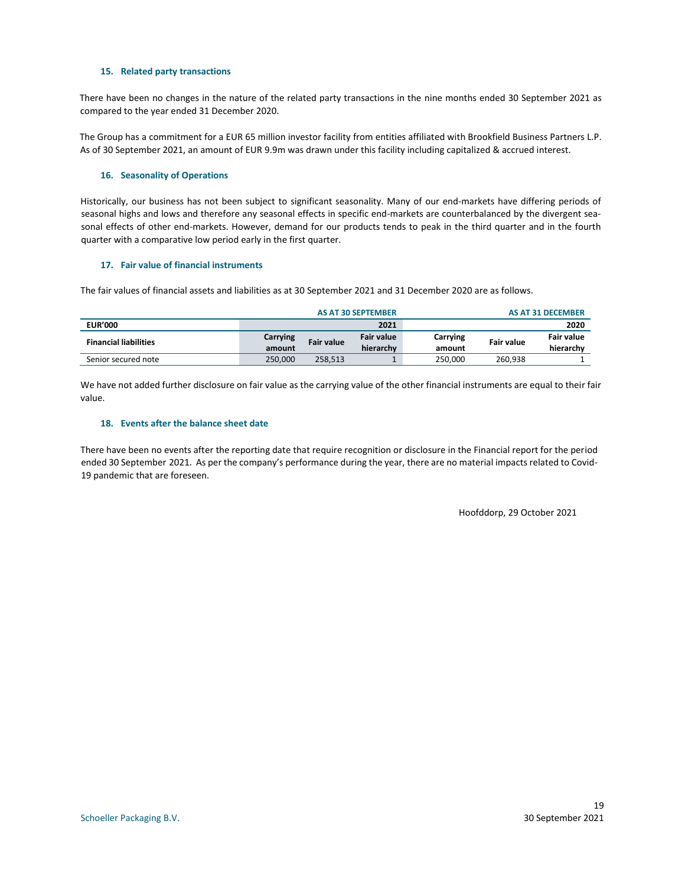### 15. Related party transactions

There have been no changes in the nature of the related party transactions in the nine months ended 30 September 2021 as compared to the year ended 31 December 2020.

The Group has a commitment for a EUR 65 million investor facility from entities affiliated with Brookfield Business Partners L.P. As of 30 September 2021, an amount of EUR 9.9m was drawn under this facility including capitalized & accrued interest.

### 16. Seasonality of Operations

Historically, our business has not been subject to significant seasonality. Many of our end-markets have differing periods of seasonal highs and lows and therefore any seasonal effects in specific end-markets are counterbalanced by the divergent seasonal effects of other end-markets. However, demand for our products tends to peak in the third quarter and in the fourth quarter with a comparative low period early in the first quarter.

### 17. Fair value of financial instruments

The fair values of financial assets and liabilities as at 30 September 2021 and 31 December 2020 are as follows.

| | AS AT 30 SEPTEMBER | | | AS AT 31 DECEMBER | | |
|---|---|---|---|---|---|---|
| **EUR'000** | | | **2021** | | | **2020** |
| **Financial liabilities** | **Carrying amount** | **Fair value** | **Fair value hierarchy** | **Carrying amount** | **Fair value** | **Fair value hierarchy** |
| Senior secured note | 250,000 | 258,513 | 1 | 250,000 | 260,938 | 1 |

We have not added further disclosure on fair value as the carrying value of the other financial instruments are equal to their fair value.

### 18. Events after the balance sheet date

There have been no events after the reporting date that require recognition or disclosure in the Financial report for the period ended 30 September 2021. As per the company's performance during the year, there are no material impacts related to Covid-19 pandemic that are foreseen.

Hoofddorp, 29 October 2021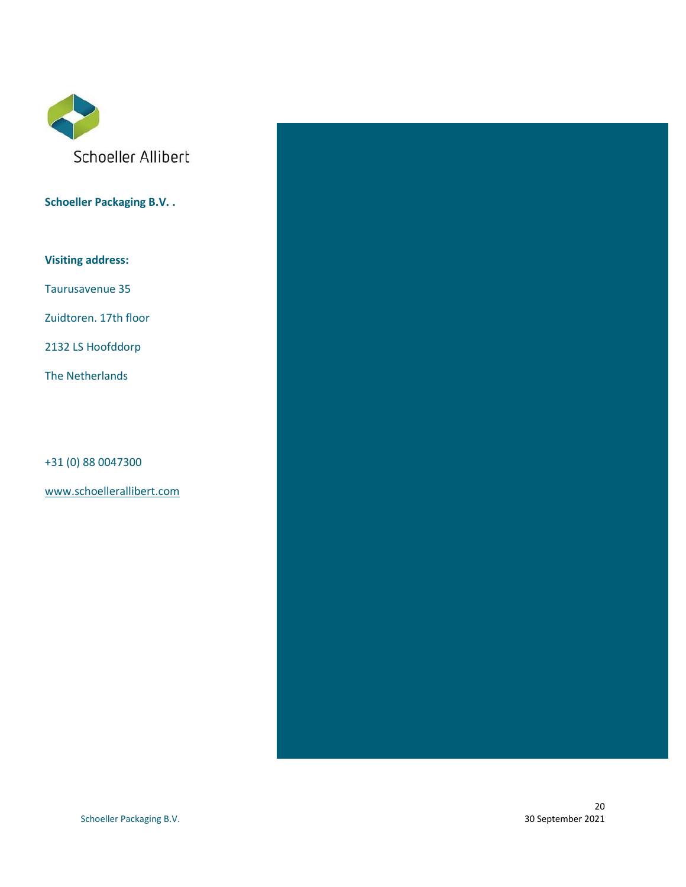Schoeller Allibert

**Schoeller Packaging B.V. .**

**Visiting address:**

Taurusavenue 35

Zuidtoren. 17th floor

2132 LS Hoofddorp

The Netherlands

+31 (0) 88 0047300

www.schoellerallibert.com